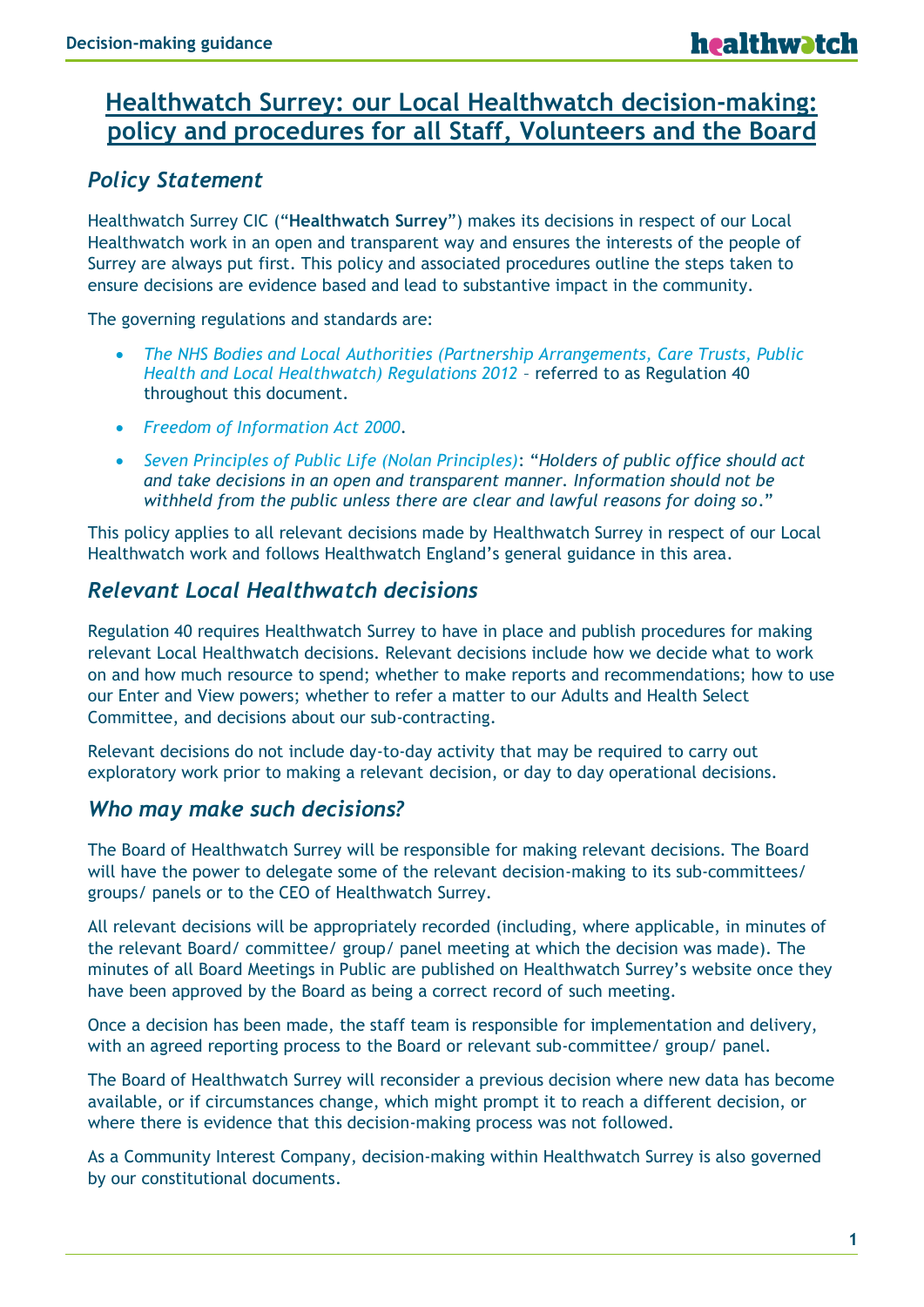# Healthwatch Surrey: our Local Healthwatch decision-making: policy and procedures for all Staff, Volunteers and the Board

## *Policy Statement*

Healthwatch Surrey CIC ("**Healthwatch Surrey**") makes its decisions in respect of our Local Healthwatch work in an open and transparent way and ensures the interests of the people of Surrey are always put first. This policy and associated procedures outline the steps taken to ensure decisions are evidence based and lead to substantive impact in the community.

The governing regulations and standards are:

- *The NHS Bodies and Local Authorities (Partnership Arrangements, Care Trusts, Public Health and Local Healthwatch) Regulations 2012* – referred to as Regulation 40 throughout this document.
- *Freedom of Information Act 2000*.
- *Seven Principles of Public Life (Nolan Principles)*: *"Holders of public office should act and take decisions in an open and transparent manner. Information should not be withheld from the public unless there are clear and lawful reasons for doing so."*

This policy applies to all relevant decisions made by Healthwatch Surrey in respect of our Local Healthwatch work and follows Healthwatch England's general guidance in this area.

## *Relevant Local Healthwatch decisions*

Regulation 40 requires Healthwatch Surrey to have in place and publish procedures for making relevant Local Healthwatch decisions. Relevant decisions include how we decide what to work on and how much resource to spend; whether to make reports and recommendations; how to use our Enter and View powers; whether to refer a matter to our Adults and Health Select Committee, and decisions about our sub-contracting.

Relevant decisions do not include day-to-day activity that may be required to carry out exploratory work prior to making a relevant decision, or day to day operational decisions.

## *Who may make such decisions?*

The Board of Healthwatch Surrey will be responsible for making relevant decisions. The Board will have the power to delegate some of the relevant decision-making to its sub-committees/ groups/ panels or to the CEO of Healthwatch Surrey.

All relevant decisions will be appropriately recorded (including, where applicable, in minutes of the relevant Board/ committee/ group/ panel meeting at which the decision was made). The minutes of all Board Meetings in Public are published on Healthwatch Surrey's website once they have been approved by the Board as being a correct record of such meeting.

Once a decision has been made, the staff team is responsible for implementation and delivery, with an agreed reporting process to the Board or relevant sub-committee/ group/ panel.

The Board of Healthwatch Surrey will reconsider a previous decision where new data has become available, or if circumstances change, which might prompt it to reach a different decision, or where there is evidence that this decision-making process was not followed.

As a Community Interest Company, decision-making within Healthwatch Surrey is also governed by our constitutional documents.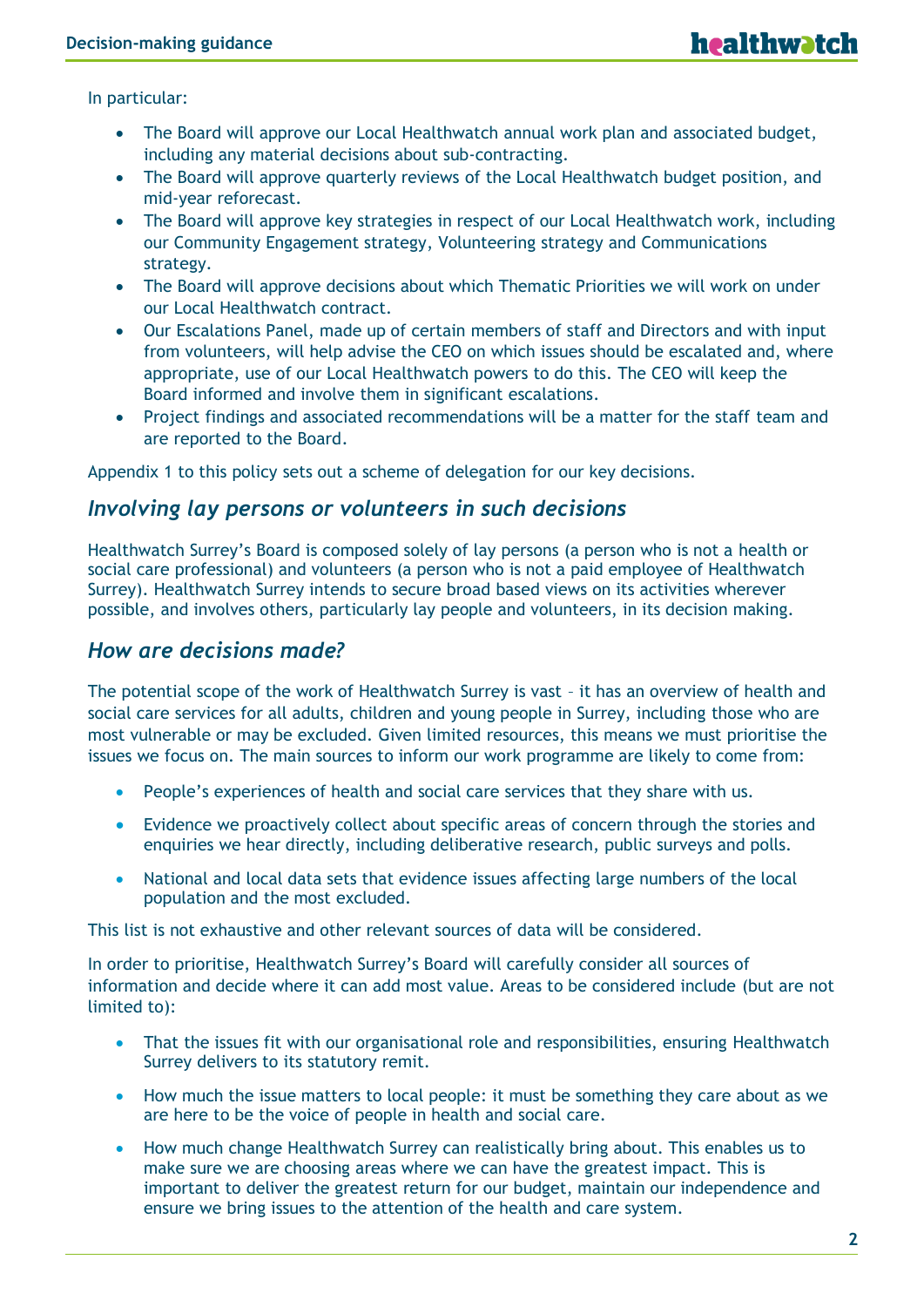In particular:

- The Board will approve our Local Healthwatch annual work plan and associated budget, including any material decisions about sub-contracting.
- The Board will approve quarterly reviews of the Local Healthwatch budget position, and mid-year reforecast.
- The Board will approve key strategies in respect of our Local Healthwatch work, including our Community Engagement strategy, Volunteering strategy and Communications strategy.
- The Board will approve decisions about which Thematic Priorities we will work on under our Local Healthwatch contract.
- Our Escalations Panel, made up of certain members of staff and Directors and with input from volunteers, will help advise the CEO on which issues should be escalated and, where appropriate, use of our Local Healthwatch powers to do this. The CEO will keep the Board informed and involve them in significant escalations.
- Project findings and associated recommendations will be a matter for the staff team and are reported to the Board.

Appendix 1 to this policy sets out a scheme of delegation for our key decisions.

## *Involving lay persons or volunteers in such decisions*

Healthwatch Surrey's Board is composed solely of lay persons (a person who is not a health or social care professional) and volunteers (a person who is not a paid employee of Healthwatch Surrey). Healthwatch Surrey intends to secure broad based views on its activities wherever possible, and involves others, particularly lay people and volunteers, in its decision making.

## *How are decisions made?*

The potential scope of the work of Healthwatch Surrey is vast – it has an overview of health and social care services for all adults, children and young people in Surrey, including those who are most vulnerable or may be excluded. Given limited resources, this means we must prioritise the issues we focus on. The main sources to inform our work programme are likely to come from:

- People's experiences of health and social care services that they share with us.
- Evidence we proactively collect about specific areas of concern through the stories and enquiries we hear directly, including deliberative research, public surveys and polls.
- National and local data sets that evidence issues affecting large numbers of the local population and the most excluded.

This list is not exhaustive and other relevant sources of data will be considered.

In order to prioritise, Healthwatch Surrey's Board will carefully consider all sources of information and decide where it can add most value. Areas to be considered include (but are not limited to):

- That the issues fit with our organisational role and responsibilities, ensuring Healthwatch Surrey delivers to its statutory remit.
- How much the issue matters to local people: it must be something they care about as we are here to be the voice of people in health and social care.
- How much change Healthwatch Surrey can realistically bring about. This enables us to make sure we are choosing areas where we can have the greatest impact. This is important to deliver the greatest return for our budget, maintain our independence and ensure we bring issues to the attention of the health and care system.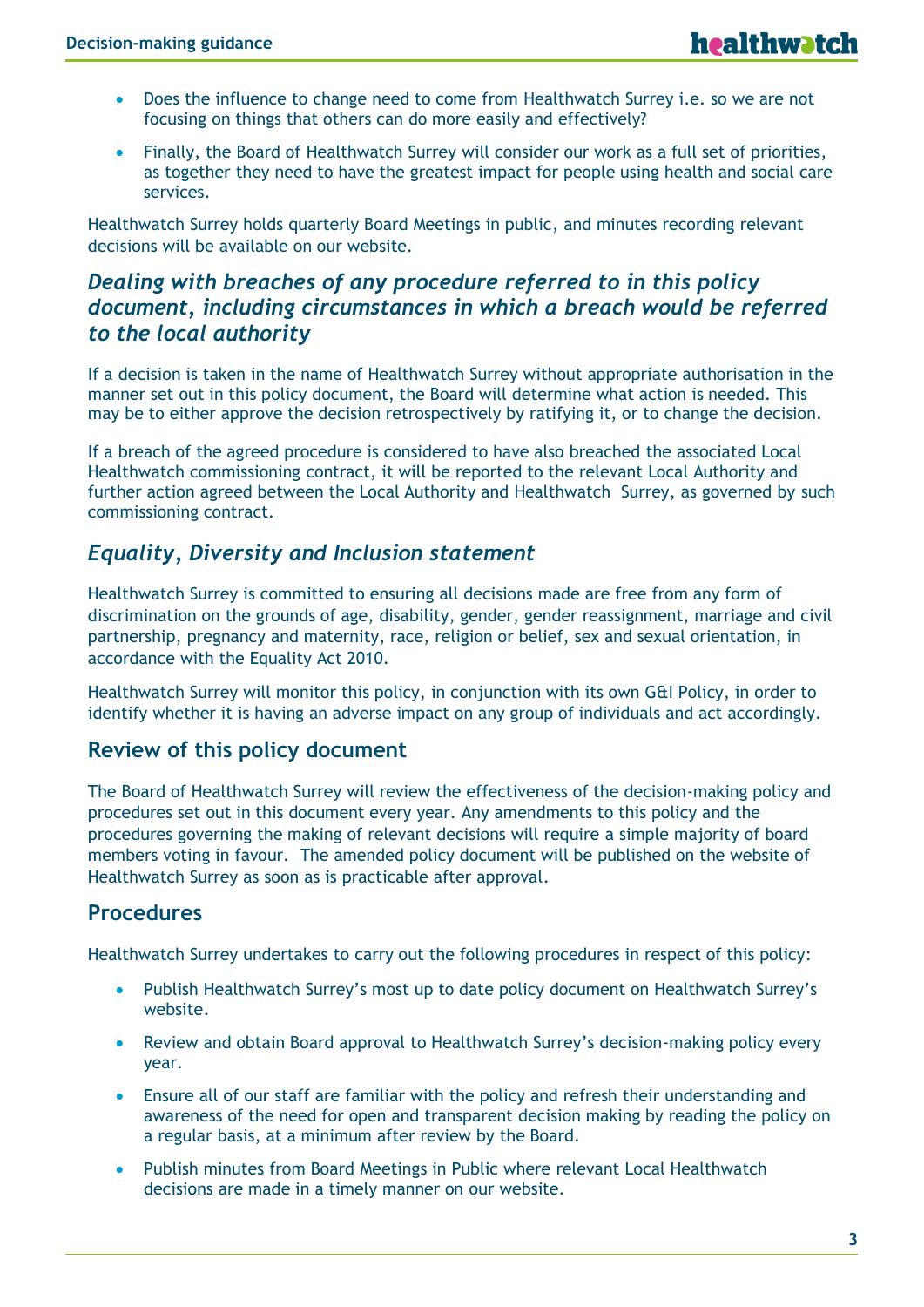- Does the influence to change need to come from Healthwatch Surrey i.e. so we are not focusing on things that others can do more easily and effectively?
- Finally, the Board of Healthwatch Surrey will consider our work as a full set of priorities, as together they need to have the greatest impact for people using health and social care services.

Healthwatch Surrey holds quarterly Board Meetings in public, and minutes recording relevant decisions will be available on our website.

## *Dealing with breaches of any procedure referred to in this policy document, including circumstances in which a breach would be referred to the local authority*

If a decision is taken in the name of Healthwatch Surrey without appropriate authorisation in the manner set out in this policy document, the Board will determine what action is needed. This may be to either approve the decision retrospectively by ratifying it, or to change the decision.

If a breach of the agreed procedure is considered to have also breached the associated Local Healthwatch commissioning contract, it will be reported to the relevant Local Authority and further action agreed between the Local Authority and Healthwatch Surrey, as governed by such commissioning contract.

## *Equality, Diversity and Inclusion statement*

Healthwatch Surrey is committed to ensuring all decisions made are free from any form of discrimination on the grounds of age, disability, gender, gender reassignment, marriage and civil partnership, pregnancy and maternity, race, religion or belief, sex and sexual orientation, in accordance with the Equality Act 2010.

Healthwatch Surrey will monitor this policy, in conjunction with its own G&I Policy, in order to identify whether it is having an adverse impact on any group of individuals and act accordingly.

## Review of this policy document

The Board of Healthwatch Surrey will review the effectiveness of the decision-making policy and procedures set out in this document every year. Any amendments to this policy and the procedures governing the making of relevant decisions will require a simple majority of board members voting in favour. The amended policy document will be published on the website of Healthwatch Surrey as soon as is practicable after approval.

## Procedures

Healthwatch Surrey undertakes to carry out the following procedures in respect of this policy:

- Publish Healthwatch Surrey's most up to date policy document on Healthwatch Surrey's website.
- Review and obtain Board approval to Healthwatch Surrey's decision-making policy every year.
- Ensure all of our staff are familiar with the policy and refresh their understanding and awareness of the need for open and transparent decision making by reading the policy on a regular basis, at a minimum after review by the Board.
- Publish minutes from Board Meetings in Public where relevant Local Healthwatch decisions are made in a timely manner on our website.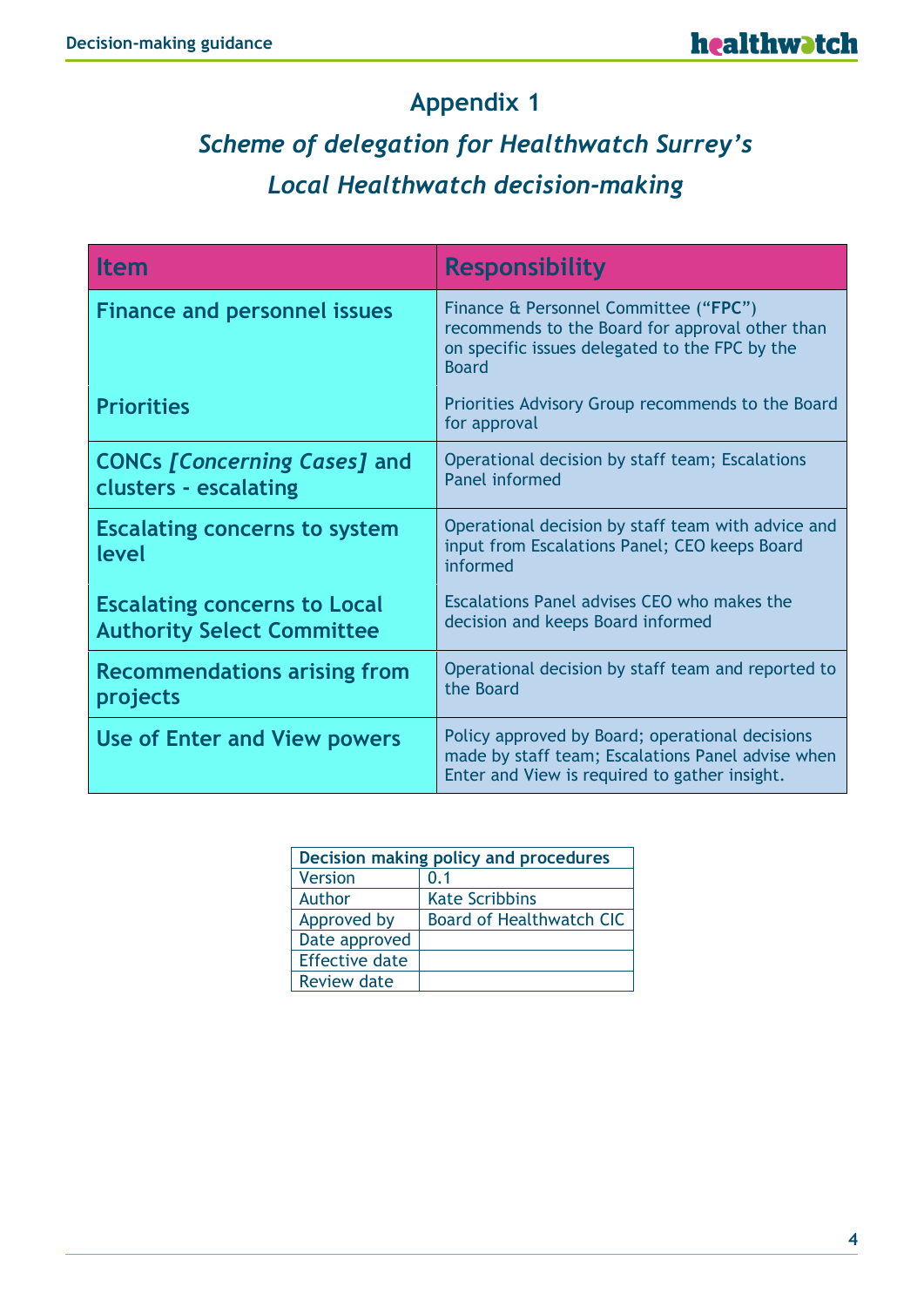# Appendix 1

## *Scheme of delegation for Healthwatch Surrey's Local Healthwatch decision-making*

| Item | Responsibility |
|---|---|
| **Finance and personnel issues** | Finance & Personnel Committee ("**FPC**") recommends to the Board for approval other than on specific issues delegated to the FPC by the Board |
| **Priorities** | Priorities Advisory Group recommends to the Board for approval |
| **CONCs *[Concerning Cases]* and clusters - escalating** | Operational decision by staff team; Escalations Panel informed |
| **Escalating concerns to system level** | Operational decision by staff team with advice and input from Escalations Panel; CEO keeps Board informed |
| **Escalating concerns to Local Authority Select Committee** | Escalations Panel advises CEO who makes the decision and keeps Board informed |
| **Recommendations arising from projects** | Operational decision by staff team and reported to the Board |
| **Use of Enter and View powers** | Policy approved by Board; operational decisions made by staff team; Escalations Panel advise when Enter and View is required to gather insight. |

| **Decision making policy and procedures** | |
|---|---|
| Version | 0.1 |
| Author | Kate Scribbins |
| Approved by | Board of Healthwatch CIC |
| Date approved | |
| Effective date | |
| Review date | |